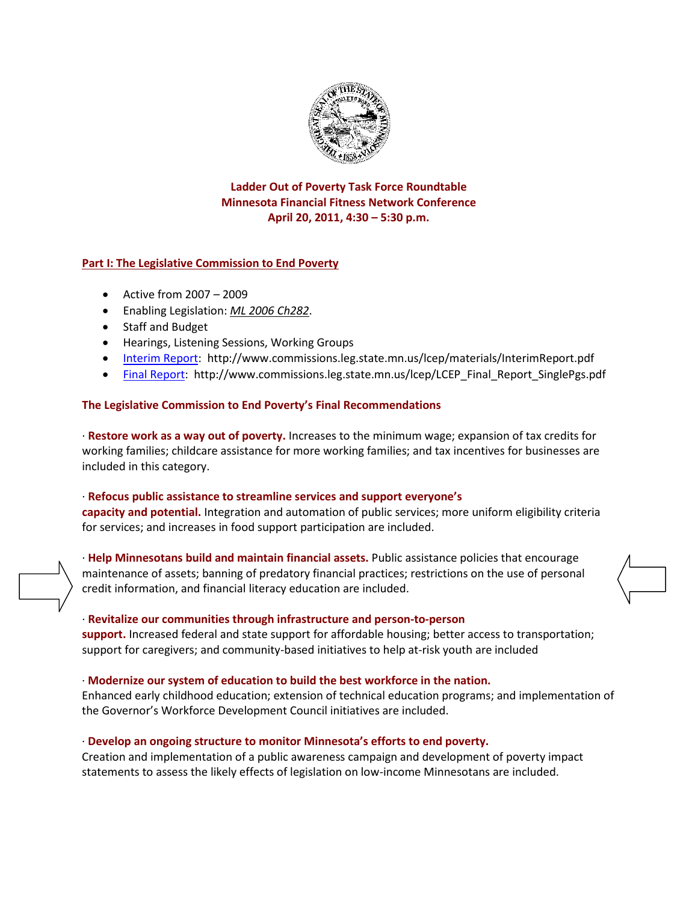**Ladder Out of Poverty Task Force Roundtable**
**Minnesota Financial Fitness Network Conference**
**April 20, 2011, 4:30 – 5:30 p.m.**

## Part I: The Legislative Commission to End Poverty

- Active from 2007 – 2009
- Enabling Legislation: *ML 2006 Ch282*.
- Staff and Budget
- Hearings, Listening Sessions, Working Groups
- Interim Report: http://www.commissions.leg.state.mn.us/lcep/materials/InterimReport.pdf
- Final Report: http://www.commissions.leg.state.mn.us/lcep/LCEP_Final_Report_SinglePgs.pdf

### The Legislative Commission to End Poverty's Final Recommendations

· **Restore work as a way out of poverty.** Increases to the minimum wage; expansion of tax credits for working families; childcare assistance for more working families; and tax incentives for businesses are included in this category.

· **Refocus public assistance to streamline services and support everyone's capacity and potential.** Integration and automation of public services; more uniform eligibility criteria for services; and increases in food support participation are included.

· **Help Minnesotans build and maintain financial assets.** Public assistance policies that encourage maintenance of assets; banning of predatory financial practices; restrictions on the use of personal credit information, and financial literacy education are included.

· **Revitalize our communities through infrastructure and person-to-person support.** Increased federal and state support for affordable housing; better access to transportation; support for caregivers; and community-based initiatives to help at-risk youth are included

· **Modernize our system of education to build the best workforce in the nation.** Enhanced early childhood education; extension of technical education programs; and implementation of the Governor's Workforce Development Council initiatives are included.

· **Develop an ongoing structure to monitor Minnesota's efforts to end poverty.** Creation and implementation of a public awareness campaign and development of poverty impact statements to assess the likely effects of legislation on low-income Minnesotans are included.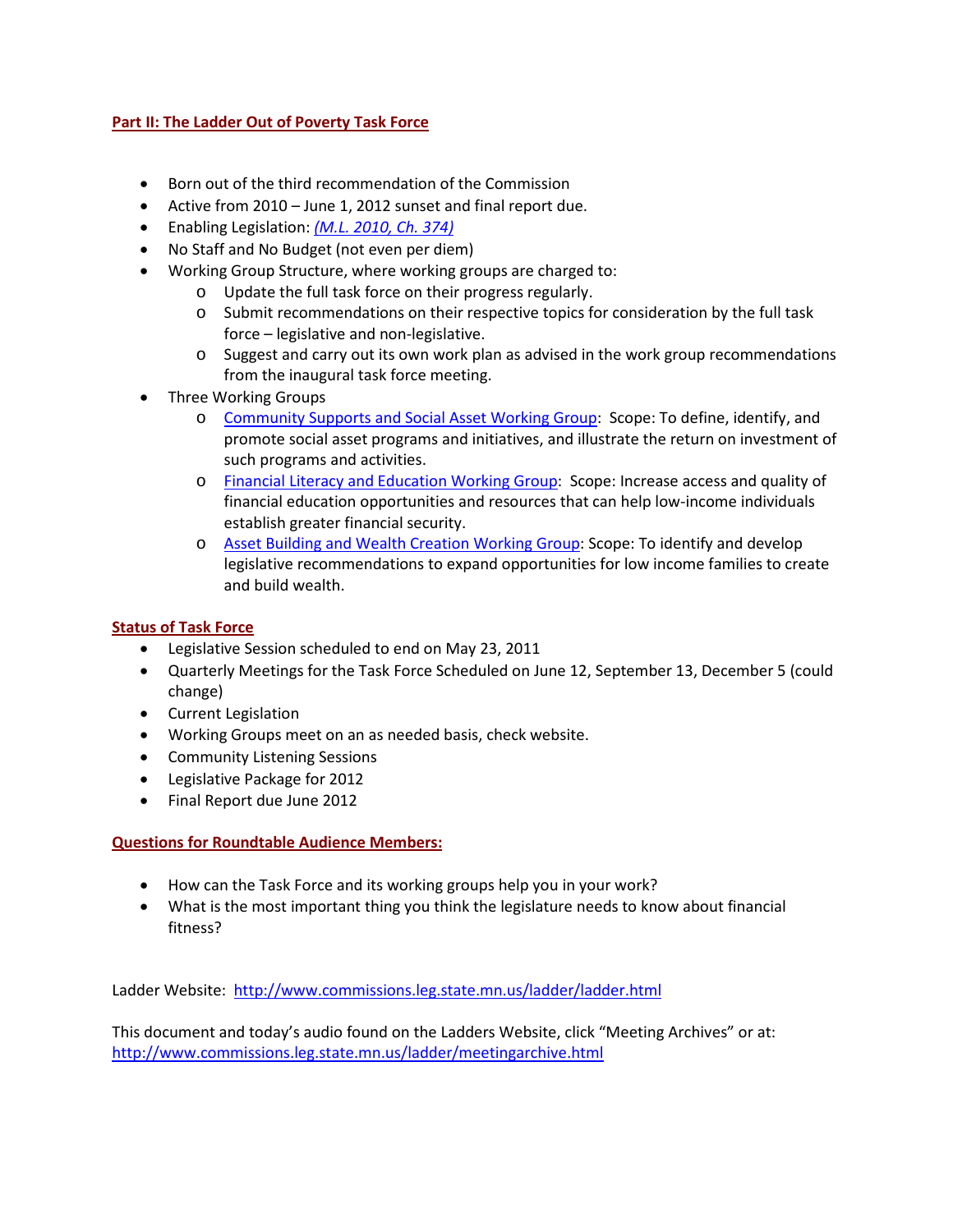## Part II: The Ladder Out of Poverty Task Force

- Born out of the third recommendation of the Commission
- Active from 2010 – June 1, 2012 sunset and final report due.
- Enabling Legislation: *(M.L. 2010, Ch. 374)*
- No Staff and No Budget (not even per diem)
- Working Group Structure, where working groups are charged to:
  - Update the full task force on their progress regularly.
  - Submit recommendations on their respective topics for consideration by the full task force – legislative and non-legislative.
  - Suggest and carry out its own work plan as advised in the work group recommendations from the inaugural task force meeting.
- Three Working Groups
  - Community Supports and Social Asset Working Group: Scope: To define, identify, and promote social asset programs and initiatives, and illustrate the return on investment of such programs and activities.
  - Financial Literacy and Education Working Group: Scope: Increase access and quality of financial education opportunities and resources that can help low-income individuals establish greater financial security.
  - Asset Building and Wealth Creation Working Group: Scope: To identify and develop legislative recommendations to expand opportunities for low income families to create and build wealth.

## Status of Task Force

- Legislative Session scheduled to end on May 23, 2011
- Quarterly Meetings for the Task Force Scheduled on June 12, September 13, December 5 (could change)
- Current Legislation
- Working Groups meet on an as needed basis, check website.
- Community Listening Sessions
- Legislative Package for 2012
- Final Report due June 2012

## Questions for Roundtable Audience Members:

- How can the Task Force and its working groups help you in your work?
- What is the most important thing you think the legislature needs to know about financial fitness?

Ladder Website: http://www.commissions.leg.state.mn.us/ladder/ladder.html

This document and today's audio found on the Ladders Website, click "Meeting Archives" or at: http://www.commissions.leg.state.mn.us/ladder/meetingarchive.html